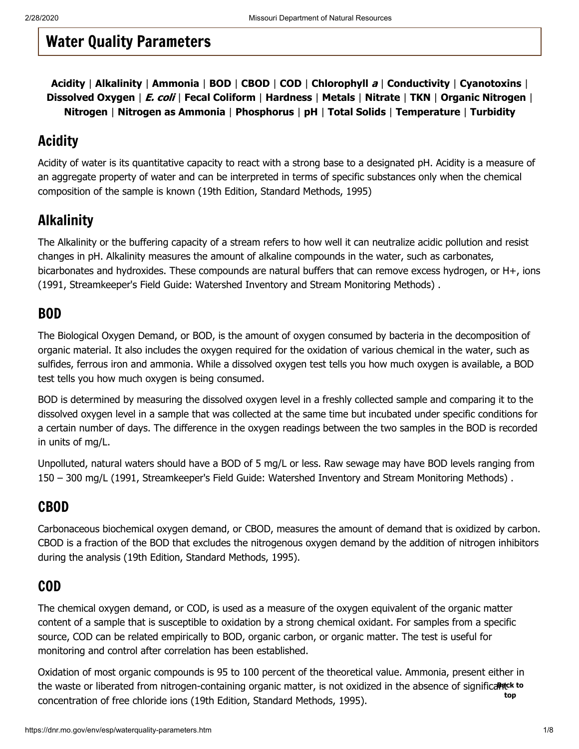# Water Quality Parameters

**Acidity** | **Alkalinity** | **Ammonia** | **BOD** | **CBOD** | **COD** | **Chlorophyll *a*** | **Conductivity** | **Cyanotoxins** | **Dissolved Oxygen** | ***E. coli*** | **Fecal Coliform** | **Hardness** | **Metals** | **Nitrate** | **TKN** | **Organic Nitrogen** | **Nitrogen** | **Nitrogen as Ammonia** | **Phosphorus** | **pH** | **Total Solids** | **Temperature** | **Turbidity**

## Acidity

Acidity of water is its quantitative capacity to react with a strong base to a designated pH. Acidity is a measure of an aggregate property of water and can be interpreted in terms of specific substances only when the chemical composition of the sample is known (19th Edition, Standard Methods, 1995)

## Alkalinity

The Alkalinity or the buffering capacity of a stream refers to how well it can neutralize acidic pollution and resist changes in pH. Alkalinity measures the amount of alkaline compounds in the water, such as carbonates, bicarbonates and hydroxides. These compounds are natural buffers that can remove excess hydrogen, or $H^+$, ions (1991, Streamkeeper's Field Guide: Watershed Inventory and Stream Monitoring Methods) .

## BOD

The Biological Oxygen Demand, or BOD, is the amount of oxygen consumed by bacteria in the decomposition of organic material. It also includes the oxygen required for the oxidation of various chemical in the water, such as sulfides, ferrous iron and ammonia. While a dissolved oxygen test tells you how much oxygen is available, a BOD test tells you how much oxygen is being consumed.

BOD is determined by measuring the dissolved oxygen level in a freshly collected sample and comparing it to the dissolved oxygen level in a sample that was collected at the same time but incubated under specific conditions for a certain number of days. The difference in the oxygen readings between the two samples in the BOD is recorded in units of mg/L.

Unpolluted, natural waters should have a BOD of 5 mg/L or less. Raw sewage may have BOD levels ranging from 150 – 300 mg/L (1991, Streamkeeper's Field Guide: Watershed Inventory and Stream Monitoring Methods) .

## CBOD

Carbonaceous biochemical oxygen demand, or CBOD, measures the amount of demand that is oxidized by carbon. CBOD is a fraction of the BOD that excludes the nitrogenous oxygen demand by the addition of nitrogen inhibitors during the analysis (19th Edition, Standard Methods, 1995).

## COD

The chemical oxygen demand, or COD, is used as a measure of the oxygen equivalent of the organic matter content of a sample that is susceptible to oxidation by a strong chemical oxidant. For samples from a specific source, COD can be related empirically to BOD, organic carbon, or organic matter. The test is useful for monitoring and control after correlation has been established.

Oxidation of most organic compounds is 95 to 100 percent of the theoretical value. Ammonia, present either in the waste or liberated from nitrogen-containing organic matter, is not oxidized in the absence of significant concentration of free chloride ions (19th Edition, Standard Methods, 1995).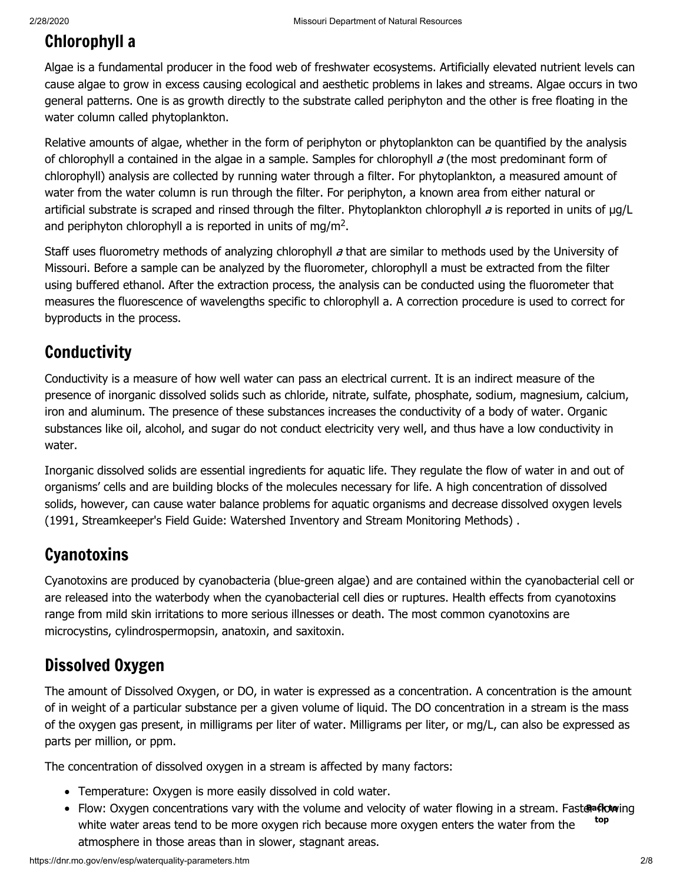## Chlorophyll a

Algae is a fundamental producer in the food web of freshwater ecosystems. Artificially elevated nutrient levels can cause algae to grow in excess causing ecological and aesthetic problems in lakes and streams. Algae occurs in two general patterns. One is as growth directly to the substrate called periphyton and the other is free floating in the water column called phytoplankton.

Relative amounts of algae, whether in the form of periphyton or phytoplankton can be quantified by the analysis of chlorophyll a contained in the algae in a sample. Samples for chlorophyll *a* (the most predominant form of chlorophyll) analysis are collected by running water through a filter. For phytoplankton, a measured amount of water from the water column is run through the filter. For periphyton, a known area from either natural or artificial substrate is scraped and rinsed through the filter. Phytoplankton chlorophyll *a* is reported in units of µg/L and periphyton chlorophyll a is reported in units of mg/m$^2$.

Staff uses fluorometry methods of analyzing chlorophyll *a* that are similar to methods used by the University of Missouri. Before a sample can be analyzed by the fluorometer, chlorophyll a must be extracted from the filter using buffered ethanol. After the extraction process, the analysis can be conducted using the fluorometer that measures the fluorescence of wavelengths specific to chlorophyll a. A correction procedure is used to correct for byproducts in the process.

## Conductivity

Conductivity is a measure of how well water can pass an electrical current. It is an indirect measure of the presence of inorganic dissolved solids such as chloride, nitrate, sulfate, phosphate, sodium, magnesium, calcium, iron and aluminum. The presence of these substances increases the conductivity of a body of water. Organic substances like oil, alcohol, and sugar do not conduct electricity very well, and thus have a low conductivity in water.

Inorganic dissolved solids are essential ingredients for aquatic life. They regulate the flow of water in and out of organisms' cells and are building blocks of the molecules necessary for life. A high concentration of dissolved solids, however, can cause water balance problems for aquatic organisms and decrease dissolved oxygen levels (1991, Streamkeeper's Field Guide: Watershed Inventory and Stream Monitoring Methods) .

## Cyanotoxins

Cyanotoxins are produced by cyanobacteria (blue-green algae) and are contained within the cyanobacterial cell or are released into the waterbody when the cyanobacterial cell dies or ruptures. Health effects from cyanotoxins range from mild skin irritations to more serious illnesses or death. The most common cyanotoxins are microcystins, cylindrospermopsin, anatoxin, and saxitoxin.

## Dissolved Oxygen

The amount of Dissolved Oxygen, or DO, in water is expressed as a concentration. A concentration is the amount of in weight of a particular substance per a given volume of liquid. The DO concentration in a stream is the mass of the oxygen gas present, in milligrams per liter of water. Milligrams per liter, or mg/L, can also be expressed as parts per million, or ppm.

The concentration of dissolved oxygen in a stream is affected by many factors:

- Temperature: Oxygen is more easily dissolved in cold water.
- Flow: Oxygen concentrations vary with the volume and velocity of water flowing in a stream. Faster flowing white water areas tend to be more oxygen rich because more oxygen enters the water from the atmosphere in those areas than in slower, stagnant areas.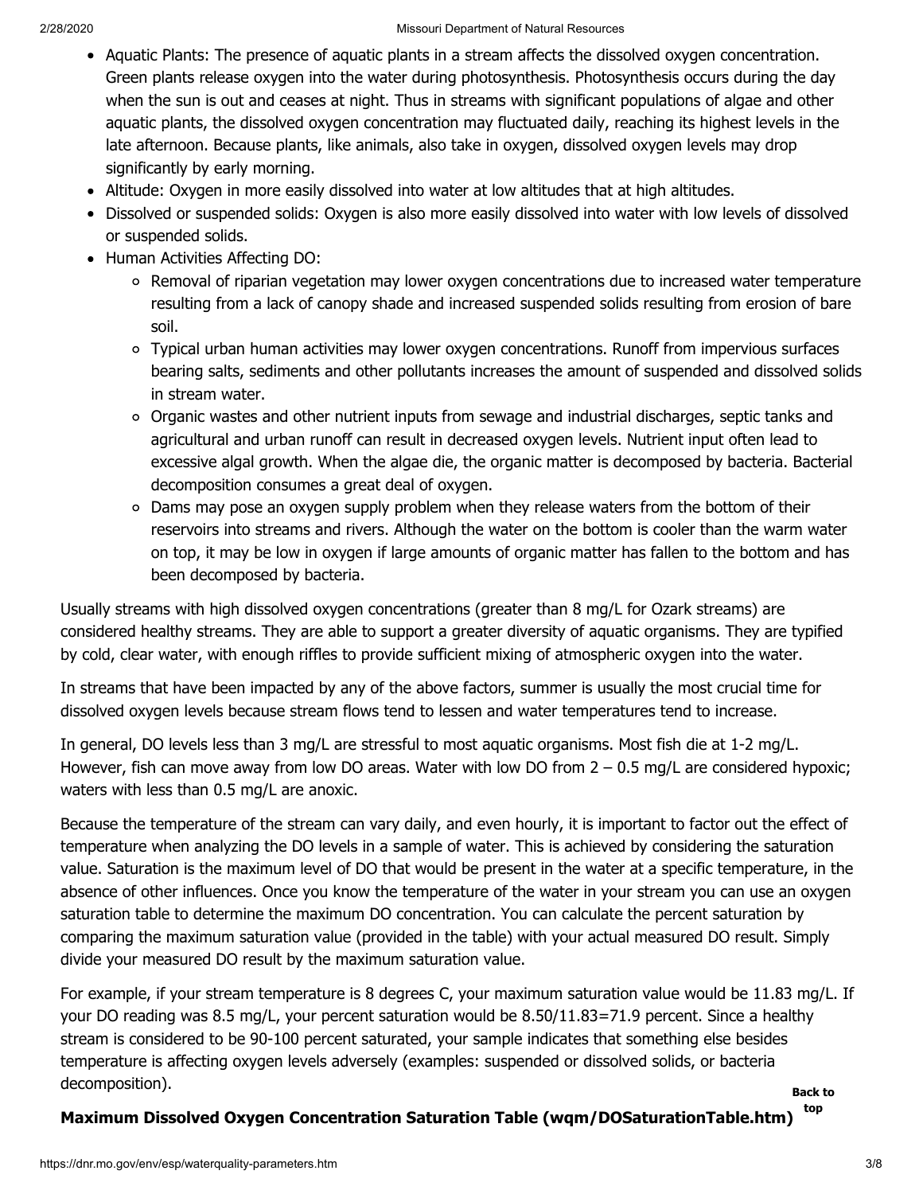- Aquatic Plants: The presence of aquatic plants in a stream affects the dissolved oxygen concentration. Green plants release oxygen into the water during photosynthesis. Photosynthesis occurs during the day when the sun is out and ceases at night. Thus in streams with significant populations of algae and other aquatic plants, the dissolved oxygen concentration may fluctuated daily, reaching its highest levels in the late afternoon. Because plants, like animals, also take in oxygen, dissolved oxygen levels may drop significantly by early morning.
- Altitude: Oxygen in more easily dissolved into water at low altitudes that at high altitudes.
- Dissolved or suspended solids: Oxygen is also more easily dissolved into water with low levels of dissolved or suspended solids.
- Human Activities Affecting DO:
  - Removal of riparian vegetation may lower oxygen concentrations due to increased water temperature resulting from a lack of canopy shade and increased suspended solids resulting from erosion of bare soil.
  - Typical urban human activities may lower oxygen concentrations. Runoff from impervious surfaces bearing salts, sediments and other pollutants increases the amount of suspended and dissolved solids in stream water.
  - Organic wastes and other nutrient inputs from sewage and industrial discharges, septic tanks and agricultural and urban runoff can result in decreased oxygen levels. Nutrient input often lead to excessive algal growth. When the algae die, the organic matter is decomposed by bacteria. Bacterial decomposition consumes a great deal of oxygen.
  - Dams may pose an oxygen supply problem when they release waters from the bottom of their reservoirs into streams and rivers. Although the water on the bottom is cooler than the warm water on top, it may be low in oxygen if large amounts of organic matter has fallen to the bottom and has been decomposed by bacteria.

Usually streams with high dissolved oxygen concentrations (greater than 8 mg/L for Ozark streams) are considered healthy streams. They are able to support a greater diversity of aquatic organisms. They are typified by cold, clear water, with enough riffles to provide sufficient mixing of atmospheric oxygen into the water.

In streams that have been impacted by any of the above factors, summer is usually the most crucial time for dissolved oxygen levels because stream flows tend to lessen and water temperatures tend to increase.

In general, DO levels less than 3 mg/L are stressful to most aquatic organisms. Most fish die at 1-2 mg/L. However, fish can move away from low DO areas. Water with low DO from 2 – 0.5 mg/L are considered hypoxic; waters with less than 0.5 mg/L are anoxic.

Because the temperature of the stream can vary daily, and even hourly, it is important to factor out the effect of temperature when analyzing the DO levels in a sample of water. This is achieved by considering the saturation value. Saturation is the maximum level of DO that would be present in the water at a specific temperature, in the absence of other influences. Once you know the temperature of the water in your stream you can use an oxygen saturation table to determine the maximum DO concentration. You can calculate the percent saturation by comparing the maximum saturation value (provided in the table) with your actual measured DO result. Simply divide your measured DO result by the maximum saturation value.

For example, if your stream temperature is 8 degrees C, your maximum saturation value would be 11.83 mg/L. If your DO reading was 8.5 mg/L, your percent saturation would be 8.50/11.83=71.9 percent. Since a healthy stream is considered to be 90-100 percent saturated, your sample indicates that something else besides temperature is affecting oxygen levels adversely (examples: suspended or dissolved solids, or bacteria decomposition).

**Back to top**

**Maximum Dissolved Oxygen Concentration Saturation Table (wqm/DOSaturationTable.htm)**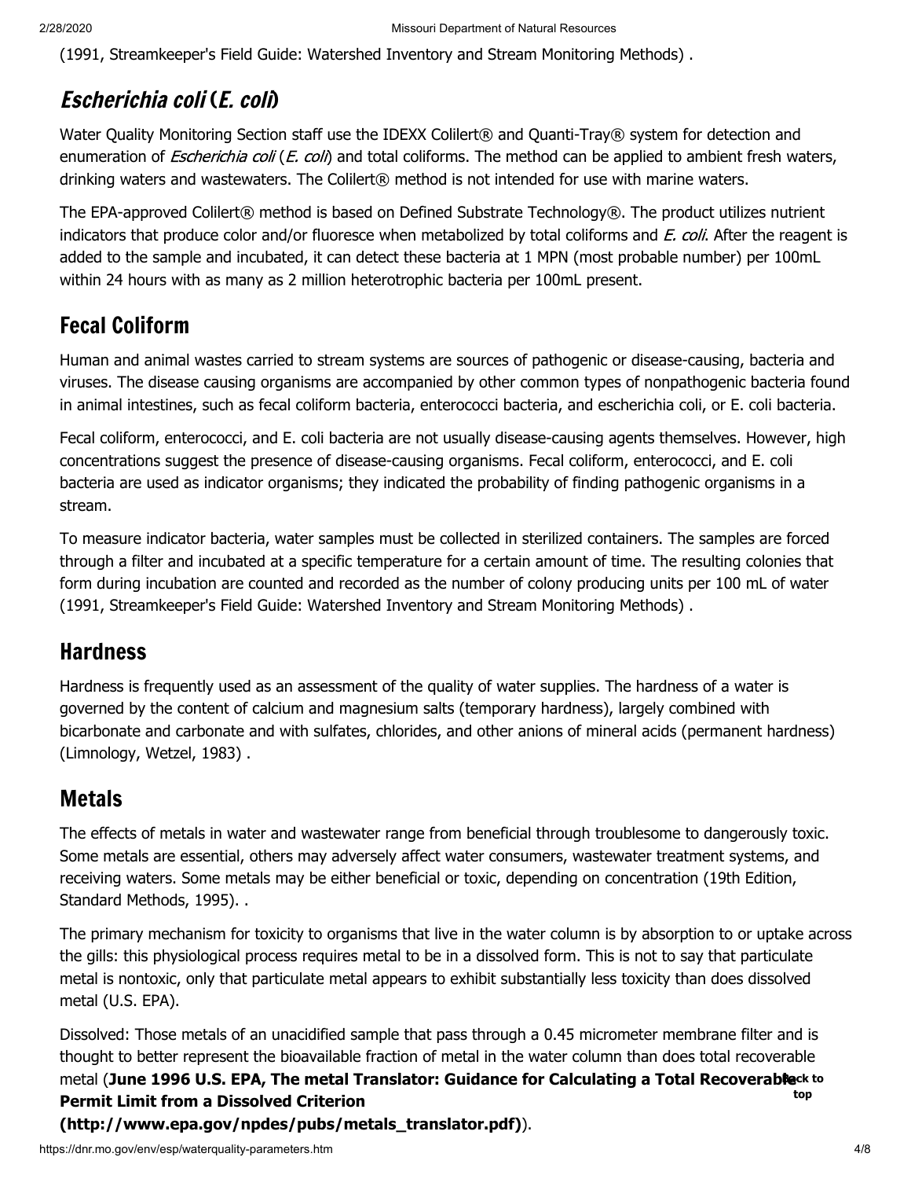(1991, Streamkeeper's Field Guide: Watershed Inventory and Stream Monitoring Methods) .

## *Escherichia coli* (*E. coli*)

Water Quality Monitoring Section staff use the IDEXX Colilert® and Quanti-Tray® system for detection and enumeration of *Escherichia coli* (*E. coli*) and total coliforms. The method can be applied to ambient fresh waters, drinking waters and wastewaters. The Colilert® method is not intended for use with marine waters.

The EPA-approved Colilert® method is based on Defined Substrate Technology®. The product utilizes nutrient indicators that produce color and/or fluoresce when metabolized by total coliforms and *E. coli*. After the reagent is added to the sample and incubated, it can detect these bacteria at 1 MPN (most probable number) per 100mL within 24 hours with as many as 2 million heterotrophic bacteria per 100mL present.

## Fecal Coliform

Human and animal wastes carried to stream systems are sources of pathogenic or disease-causing, bacteria and viruses. The disease causing organisms are accompanied by other common types of nonpathogenic bacteria found in animal intestines, such as fecal coliform bacteria, enterococci bacteria, and escherichia coli, or E. coli bacteria.

Fecal coliform, enterococci, and E. coli bacteria are not usually disease-causing agents themselves. However, high concentrations suggest the presence of disease-causing organisms. Fecal coliform, enterococci, and E. coli bacteria are used as indicator organisms; they indicated the probability of finding pathogenic organisms in a stream.

To measure indicator bacteria, water samples must be collected in sterilized containers. The samples are forced through a filter and incubated at a specific temperature for a certain amount of time. The resulting colonies that form during incubation are counted and recorded as the number of colony producing units per 100 mL of water (1991, Streamkeeper's Field Guide: Watershed Inventory and Stream Monitoring Methods) .

## Hardness

Hardness is frequently used as an assessment of the quality of water supplies. The hardness of a water is governed by the content of calcium and magnesium salts (temporary hardness), largely combined with bicarbonate and carbonate and with sulfates, chlorides, and other anions of mineral acids (permanent hardness) (Limnology, Wetzel, 1983) .

## Metals

The effects of metals in water and wastewater range from beneficial through troublesome to dangerously toxic. Some metals are essential, others may adversely affect water consumers, wastewater treatment systems, and receiving waters. Some metals may be either beneficial or toxic, depending on concentration (19th Edition, Standard Methods, 1995). .

The primary mechanism for toxicity to organisms that live in the water column is by absorption to or uptake across the gills: this physiological process requires metal to be in a dissolved form. This is not to say that particulate metal is nontoxic, only that particulate metal appears to exhibit substantially less toxicity than does dissolved metal (U.S. EPA).

Dissolved: Those metals of an unacidified sample that pass through a 0.45 micrometer membrane filter and is thought to better represent the bioavailable fraction of metal in the water column than does total recoverable metal (**June 1996 U.S. EPA, The metal Translator: Guidance for Calculating a Total Recoverable Permit Limit from a Dissolved Criterion (http://www.epa.gov/npdes/pubs/metals_translator.pdf)**).

**Back to top**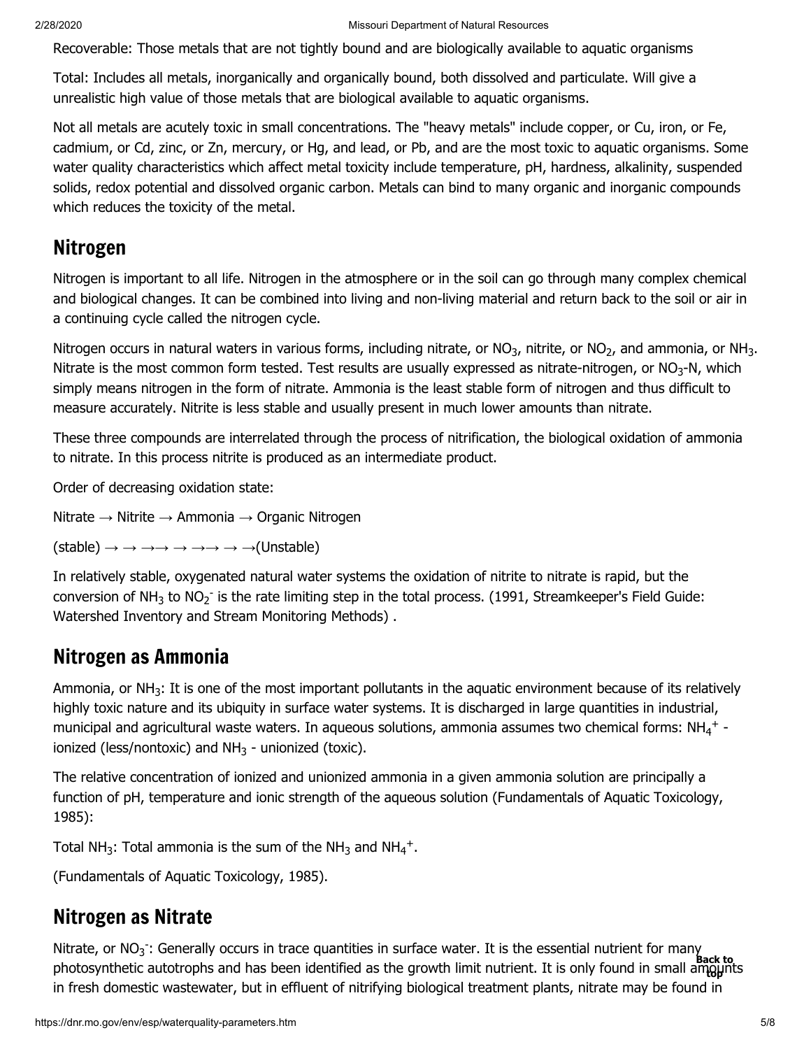Recoverable: Those metals that are not tightly bound and are biologically available to aquatic organisms

Total: Includes all metals, inorganically and organically bound, both dissolved and particulate. Will give a unrealistic high value of those metals that are biological available to aquatic organisms.

Not all metals are acutely toxic in small concentrations. The "heavy metals" include copper, or Cu, iron, or Fe, cadmium, or Cd, zinc, or Zn, mercury, or Hg, and lead, or Pb, and are the most toxic to aquatic organisms. Some water quality characteristics which affect metal toxicity include temperature, pH, hardness, alkalinity, suspended solids, redox potential and dissolved organic carbon. Metals can bind to many organic and inorganic compounds which reduces the toxicity of the metal.

## Nitrogen

Nitrogen is important to all life. Nitrogen in the atmosphere or in the soil can go through many complex chemical and biological changes. It can be combined into living and non-living material and return back to the soil or air in a continuing cycle called the nitrogen cycle.

Nitrogen occurs in natural waters in various forms, including nitrate, or $NO_3$, nitrite, or $NO_2$, and ammonia, or $NH_3$. Nitrate is the most common form tested. Test results are usually expressed as nitrate-nitrogen, or $NO_3$-N, which simply means nitrogen in the form of nitrate. Ammonia is the least stable form of nitrogen and thus difficult to measure accurately. Nitrite is less stable and usually present in much lower amounts than nitrate.

These three compounds are interrelated through the process of nitrification, the biological oxidation of ammonia to nitrate. In this process nitrite is produced as an intermediate product.

Order of decreasing oxidation state:

Nitrate → Nitrite → Ammonia → Organic Nitrogen

(stable) → → →→ → →→ → →(Unstable)

In relatively stable, oxygenated natural water systems the oxidation of nitrite to nitrate is rapid, but the conversion of $NH_3$ to $NO_2^-$ is the rate limiting step in the total process. (1991, Streamkeeper's Field Guide: Watershed Inventory and Stream Monitoring Methods) .

## Nitrogen as Ammonia

Ammonia, or $NH_3$: It is one of the most important pollutants in the aquatic environment because of its relatively highly toxic nature and its ubiquity in surface water systems. It is discharged in large quantities in industrial, municipal and agricultural waste waters. In aqueous solutions, ammonia assumes two chemical forms: $NH_4^+$ - ionized (less/nontoxic) and $NH_3$ - unionized (toxic).

The relative concentration of ionized and unionized ammonia in a given ammonia solution are principally a function of pH, temperature and ionic strength of the aqueous solution (Fundamentals of Aquatic Toxicology, 1985):

Total $NH_3$: Total ammonia is the sum of the $NH_3$ and $NH_4^+$.

(Fundamentals of Aquatic Toxicology, 1985).

## Nitrogen as Nitrate

Nitrate, or $NO_3^-$: Generally occurs in trace quantities in surface water. It is the essential nutrient for many photosynthetic autotrophs and has been identified as the growth limit nutrient. It is only found in small amounts in fresh domestic wastewater, but in effluent of nitrifying biological treatment plants, nitrate may be found in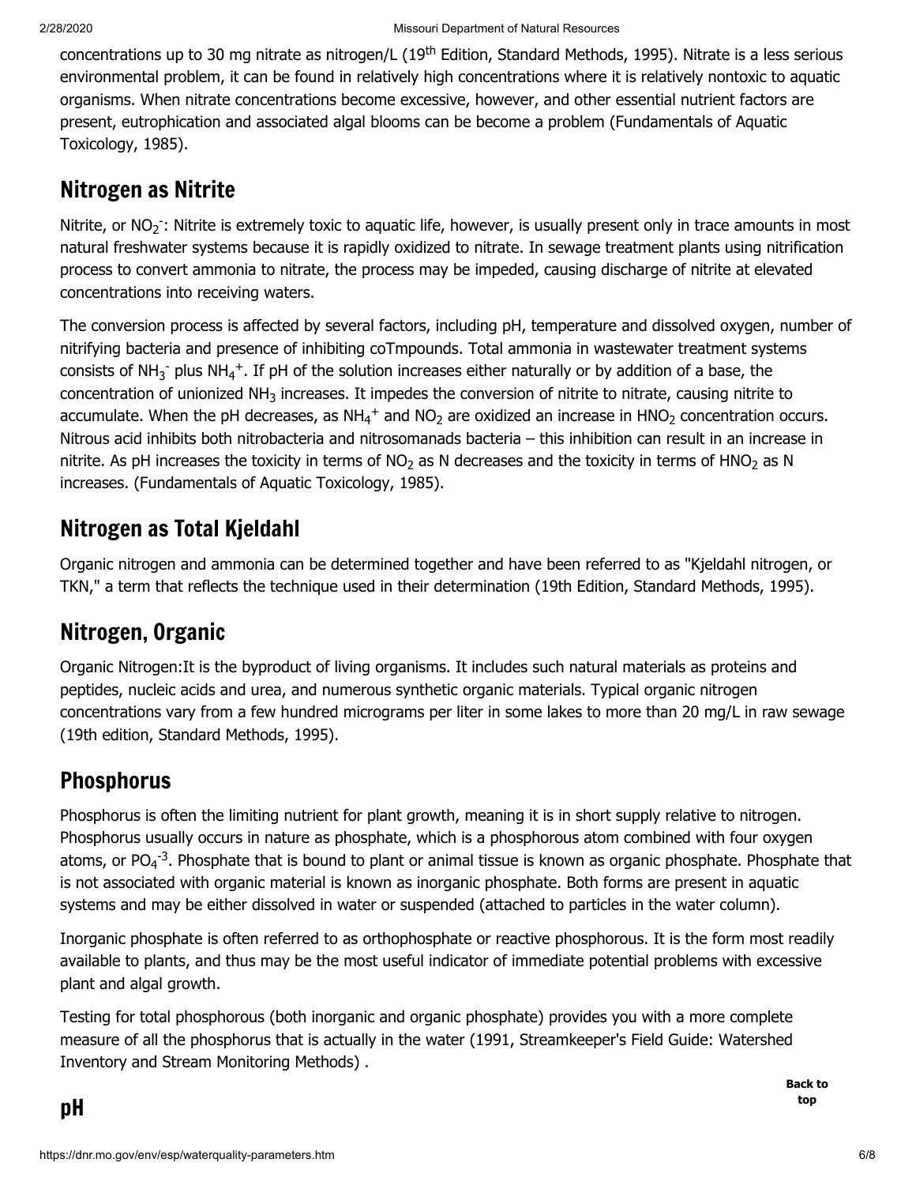concentrations up to 30 mg nitrate as nitrogen/L (19th Edition, Standard Methods, 1995). Nitrate is a less serious environmental problem, it can be found in relatively high concentrations where it is relatively nontoxic to aquatic organisms. When nitrate concentrations become excessive, however, and other essential nutrient factors are present, eutrophication and associated algal blooms can be become a problem (Fundamentals of Aquatic Toxicology, 1985).

## Nitrogen as Nitrite

Nitrite, or $NO_2^-$: Nitrite is extremely toxic to aquatic life, however, is usually present only in trace amounts in most natural freshwater systems because it is rapidly oxidized to nitrate. In sewage treatment plants using nitrification process to convert ammonia to nitrate, the process may be impeded, causing discharge of nitrite at elevated concentrations into receiving waters.

The conversion process is affected by several factors, including pH, temperature and dissolved oxygen, number of nitrifying bacteria and presence of inhibiting coTmpounds. Total ammonia in wastewater treatment systems consists of $NH_3^-$ plus $NH_4^+$. If pH of the solution increases either naturally or by addition of a base, the concentration of unionized $NH_3$ increases. It impedes the conversion of nitrite to nitrate, causing nitrite to accumulate. When the pH decreases, as $NH_4^+$ and $NO_2$ are oxidized an increase in $HNO_2$ concentration occurs. Nitrous acid inhibits both nitrobacteria and nitrosomanads bacteria – this inhibition can result in an increase in nitrite. As pH increases the toxicity in terms of $NO_2$ as N decreases and the toxicity in terms of $HNO_2$ as N increases. (Fundamentals of Aquatic Toxicology, 1985).

## Nitrogen as Total Kjeldahl

Organic nitrogen and ammonia can be determined together and have been referred to as "Kjeldahl nitrogen, or TKN," a term that reflects the technique used in their determination (19th Edition, Standard Methods, 1995).

## Nitrogen, Organic

Organic Nitrogen:It is the byproduct of living organisms. It includes such natural materials as proteins and peptides, nucleic acids and urea, and numerous synthetic organic materials. Typical organic nitrogen concentrations vary from a few hundred micrograms per liter in some lakes to more than 20 mg/L in raw sewage (19th edition, Standard Methods, 1995).

## Phosphorus

Phosphorus is often the limiting nutrient for plant growth, meaning it is in short supply relative to nitrogen. Phosphorus usually occurs in nature as phosphate, which is a phosphorous atom combined with four oxygen atoms, or $PO_4^{-3}$. Phosphate that is bound to plant or animal tissue is known as organic phosphate. Phosphate that is not associated with organic material is known as inorganic phosphate. Both forms are present in aquatic systems and may be either dissolved in water or suspended (attached to particles in the water column).

Inorganic phosphate is often referred to as orthophosphate or reactive phosphorous. It is the form most readily available to plants, and thus may be the most useful indicator of immediate potential problems with excessive plant and algal growth.

Testing for total phosphorous (both inorganic and organic phosphate) provides you with a more complete measure of all the phosphorus that is actually in the water (1991, Streamkeeper's Field Guide: Watershed Inventory and Stream Monitoring Methods) .

Back to top

## pH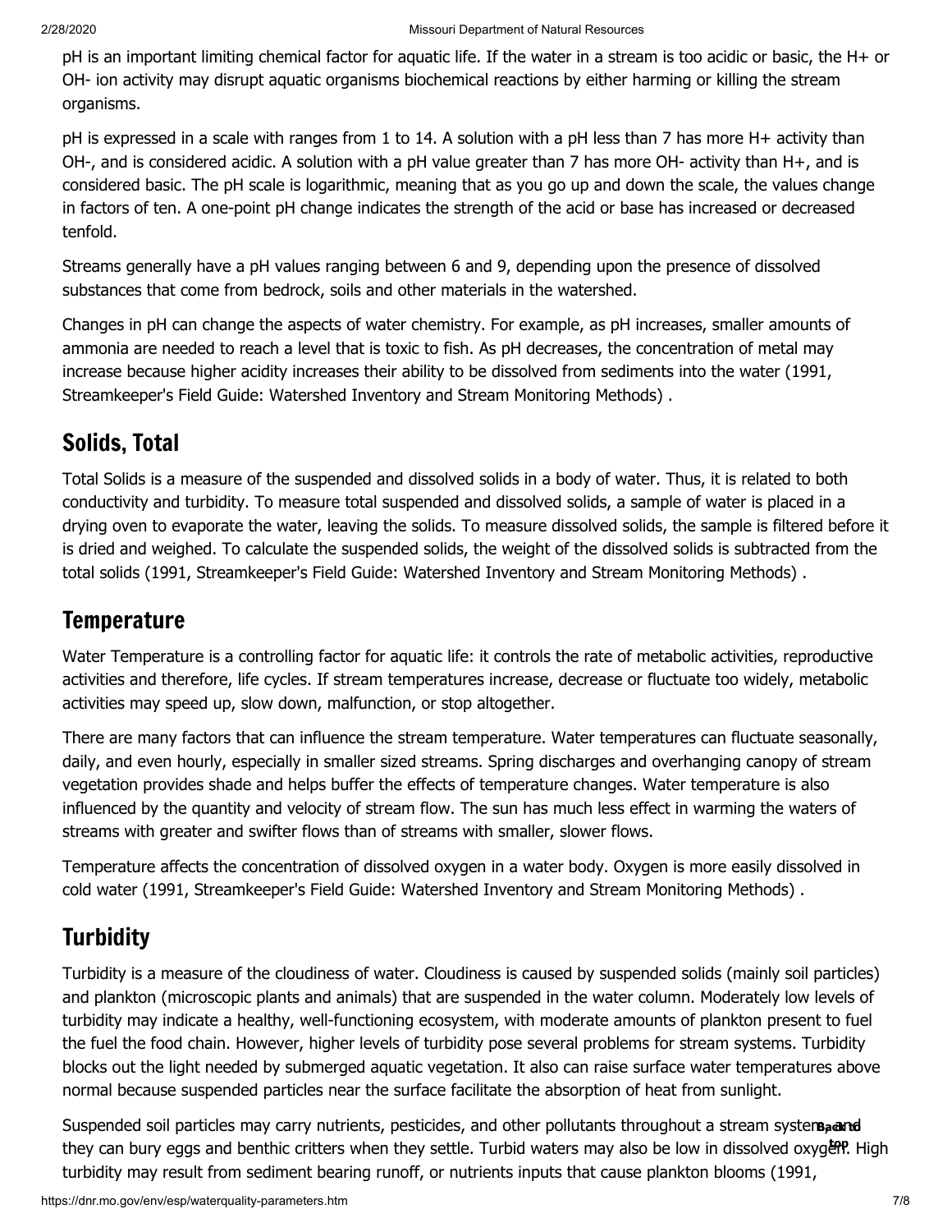pH is an important limiting chemical factor for aquatic life. If the water in a stream is too acidic or basic, the $H^+$ or $OH^-$ ion activity may disrupt aquatic organisms biochemical reactions by either harming or killing the stream organisms.

pH is expressed in a scale with ranges from 1 to 14. A solution with a pH less than 7 has more $H^+$ activity than $OH^-$, and is considered acidic. A solution with a pH value greater than 7 has more $OH^-$ activity than $H^+$, and is considered basic. The pH scale is logarithmic, meaning that as you go up and down the scale, the values change in factors of ten. A one-point pH change indicates the strength of the acid or base has increased or decreased tenfold.

Streams generally have a pH values ranging between 6 and 9, depending upon the presence of dissolved substances that come from bedrock, soils and other materials in the watershed.

Changes in pH can change the aspects of water chemistry. For example, as pH increases, smaller amounts of ammonia are needed to reach a level that is toxic to fish. As pH decreases, the concentration of metal may increase because higher acidity increases their ability to be dissolved from sediments into the water (1991, Streamkeeper's Field Guide: Watershed Inventory and Stream Monitoring Methods) .

## Solids, Total

Total Solids is a measure of the suspended and dissolved solids in a body of water. Thus, it is related to both conductivity and turbidity. To measure total suspended and dissolved solids, a sample of water is placed in a drying oven to evaporate the water, leaving the solids. To measure dissolved solids, the sample is filtered before it is dried and weighed. To calculate the suspended solids, the weight of the dissolved solids is subtracted from the total solids (1991, Streamkeeper's Field Guide: Watershed Inventory and Stream Monitoring Methods) .

## Temperature

Water Temperature is a controlling factor for aquatic life: it controls the rate of metabolic activities, reproductive activities and therefore, life cycles. If stream temperatures increase, decrease or fluctuate too widely, metabolic activities may speed up, slow down, malfunction, or stop altogether.

There are many factors that can influence the stream temperature. Water temperatures can fluctuate seasonally, daily, and even hourly, especially in smaller sized streams. Spring discharges and overhanging canopy of stream vegetation provides shade and helps buffer the effects of temperature changes. Water temperature is also influenced by the quantity and velocity of stream flow. The sun has much less effect in warming the waters of streams with greater and swifter flows than of streams with smaller, slower flows.

Temperature affects the concentration of dissolved oxygen in a water body. Oxygen is more easily dissolved in cold water (1991, Streamkeeper's Field Guide: Watershed Inventory and Stream Monitoring Methods) .

## Turbidity

Turbidity is a measure of the cloudiness of water. Cloudiness is caused by suspended solids (mainly soil particles) and plankton (microscopic plants and animals) that are suspended in the water column. Moderately low levels of turbidity may indicate a healthy, well-functioning ecosystem, with moderate amounts of plankton present to fuel the fuel the food chain. However, higher levels of turbidity pose several problems for stream systems. Turbidity blocks out the light needed by submerged aquatic vegetation. It also can raise surface water temperatures above normal because suspended particles near the surface facilitate the absorption of heat from sunlight.

Suspended soil particles may carry nutrients, pesticides, and other pollutants throughout a stream system, and they can bury eggs and benthic critters when they settle. Turbid waters may also be low in dissolved oxygen. High turbidity may result from sediment bearing runoff, or nutrients inputs that cause plankton blooms (1991,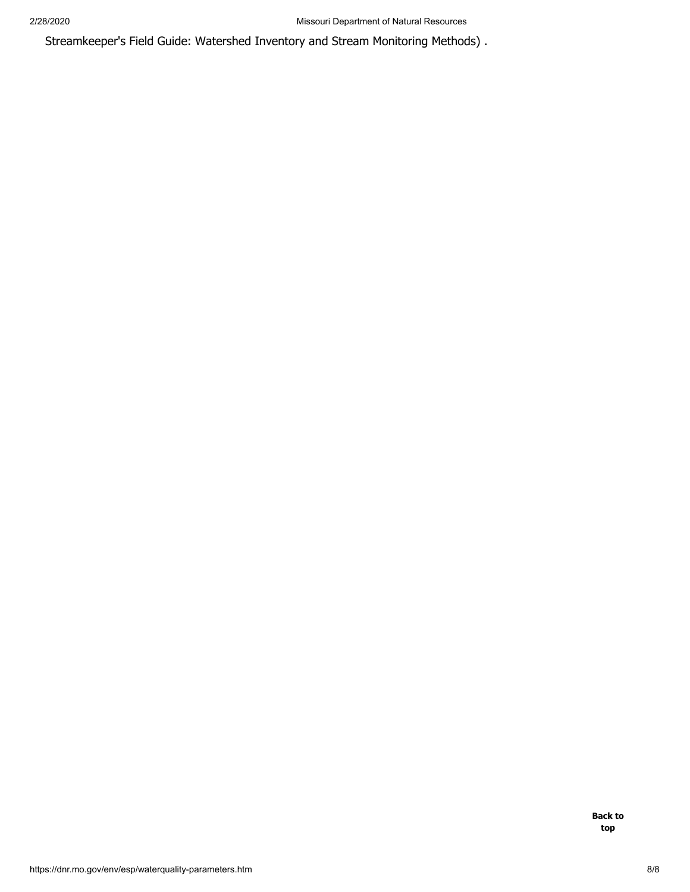Streamkeeper's Field Guide: Watershed Inventory and Stream Monitoring Methods) .

**Back to top**